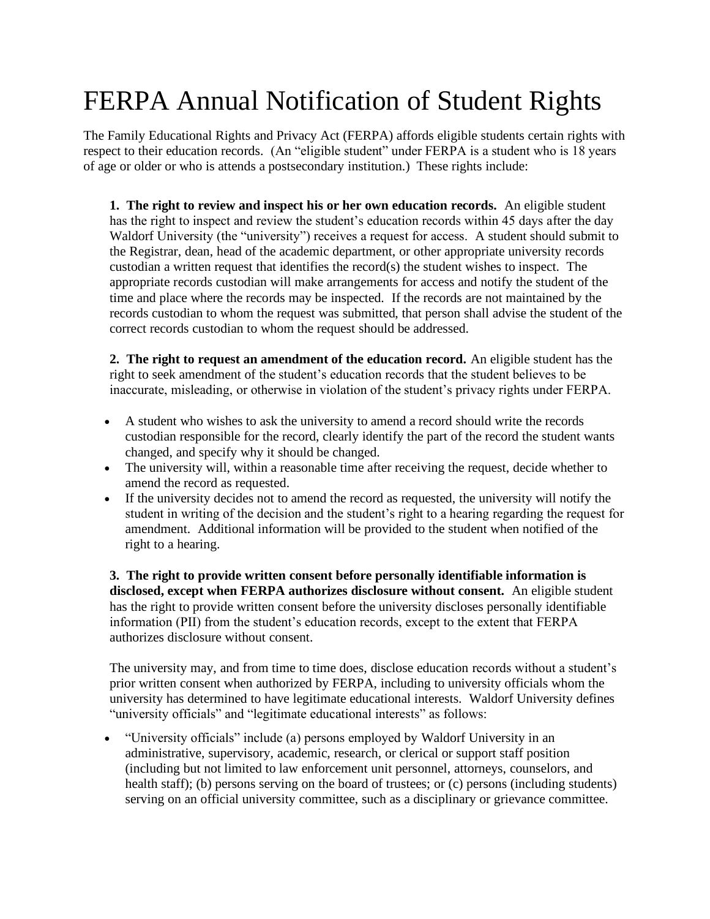# FERPA Annual Notification of Student Rights

The Family Educational Rights and Privacy Act (FERPA) affords eligible students certain rights with respect to their education records. (An "eligible student" under FERPA is a student who is 18 years of age or older or who is attends a postsecondary institution.) These rights include:

**1. The right to review and inspect his or her own education records.** An eligible student has the right to inspect and review the student's education records within 45 days after the day Waldorf University (the "university") receives a request for access. A student should submit to the Registrar, dean, head of the academic department, or other appropriate university records custodian a written request that identifies the record(s) the student wishes to inspect. The appropriate records custodian will make arrangements for access and notify the student of the time and place where the records may be inspected. If the records are not maintained by the records custodian to whom the request was submitted, that person shall advise the student of the correct records custodian to whom the request should be addressed.

**2. The right to request an amendment of the education record.** An eligible student has the right to seek amendment of the student's education records that the student believes to be inaccurate, misleading, or otherwise in violation of the student's privacy rights under FERPA.

- A student who wishes to ask the university to amend a record should write the records custodian responsible for the record, clearly identify the part of the record the student wants changed, and specify why it should be changed.
- The university will, within a reasonable time after receiving the request, decide whether to amend the record as requested.
- If the university decides not to amend the record as requested, the university will notify the student in writing of the decision and the student's right to a hearing regarding the request for amendment. Additional information will be provided to the student when notified of the right to a hearing.

**3. The right to provide written consent before personally identifiable information is disclosed, except when FERPA authorizes disclosure without consent.** An eligible student has the right to provide written consent before the university discloses personally identifiable information (PII) from the student's education records, except to the extent that FERPA authorizes disclosure without consent.

The university may, and from time to time does, disclose education records without a student's prior written consent when authorized by FERPA, including to university officials whom the university has determined to have legitimate educational interests. Waldorf University defines "university officials" and "legitimate educational interests" as follows:

- "University officials" include (a) persons employed by Waldorf University in an administrative, supervisory, academic, research, or clerical or support staff position (including but not limited to law enforcement unit personnel, attorneys, counselors, and health staff); (b) persons serving on the board of trustees; or (c) persons (including students) serving on an official university committee, such as a disciplinary or grievance committee.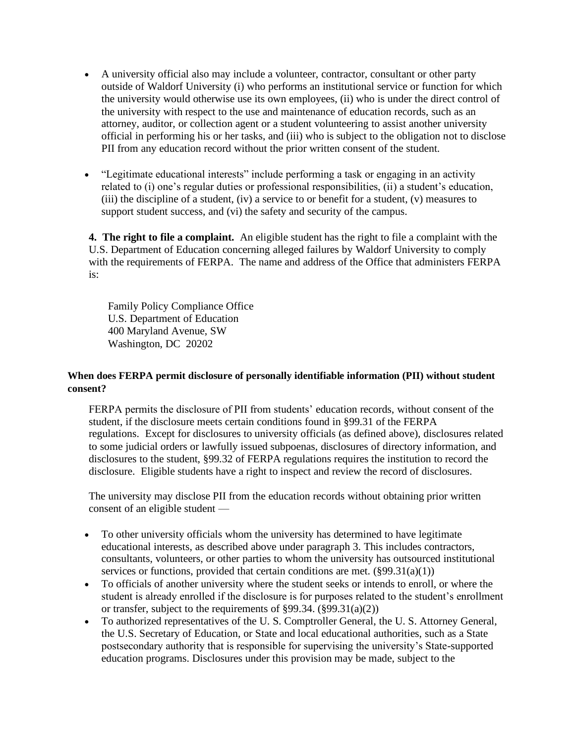- A university official also may include a volunteer, contractor, consultant or other party outside of Waldorf University (i) who performs an institutional service or function for which the university would otherwise use its own employees, (ii) who is under the direct control of the university with respect to the use and maintenance of education records, such as an attorney, auditor, or collection agent or a student volunteering to assist another university official in performing his or her tasks, and (iii) who is subject to the obligation not to disclose PII from any education record without the prior written consent of the student.

- "Legitimate educational interests" include performing a task or engaging in an activity related to (i) one's regular duties or professional responsibilities, (ii) a student's education, (iii) the discipline of a student, (iv) a service to or benefit for a student, (v) measures to support student success, and (vi) the safety and security of the campus.

**4. The right to file a complaint.** An eligible student has the right to file a complaint with the U.S. Department of Education concerning alleged failures by Waldorf University to comply with the requirements of FERPA. The name and address of the Office that administers FERPA is:

Family Policy Compliance Office
U.S. Department of Education
400 Maryland Avenue, SW
Washington, DC 20202

**When does FERPA permit disclosure of personally identifiable information (PII) without student consent?**

FERPA permits the disclosure of PII from students' education records, without consent of the student, if the disclosure meets certain conditions found in §99.31 of the FERPA regulations. Except for disclosures to university officials (as defined above), disclosures related to some judicial orders or lawfully issued subpoenas, disclosures of directory information, and disclosures to the student, §99.32 of FERPA regulations requires the institution to record the disclosure. Eligible students have a right to inspect and review the record of disclosures.

The university may disclose PII from the education records without obtaining prior written consent of an eligible student —

- To other university officials whom the university has determined to have legitimate educational interests, as described above under paragraph 3. This includes contractors, consultants, volunteers, or other parties to whom the university has outsourced institutional services or functions, provided that certain conditions are met. (§99.31(a)(1))
- To officials of another university where the student seeks or intends to enroll, or where the student is already enrolled if the disclosure is for purposes related to the student's enrollment or transfer, subject to the requirements of §99.34. (§99.31(a)(2))
- To authorized representatives of the U. S. Comptroller General, the U. S. Attorney General, the U.S. Secretary of Education, or State and local educational authorities, such as a State postsecondary authority that is responsible for supervising the university's State-supported education programs. Disclosures under this provision may be made, subject to the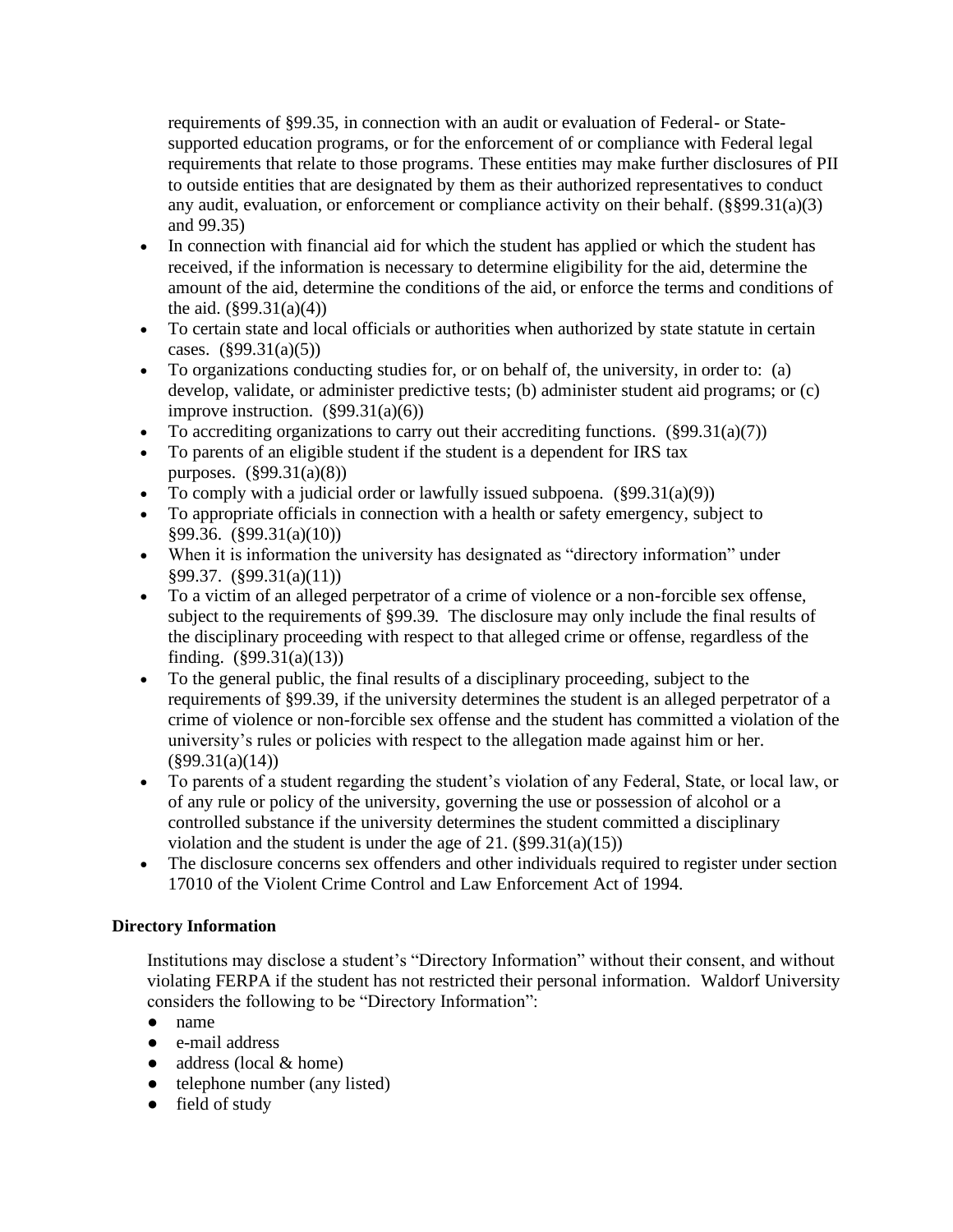requirements of §99.35, in connection with an audit or evaluation of Federal- or State-supported education programs, or for the enforcement of or compliance with Federal legal requirements that relate to those programs. These entities may make further disclosures of PII to outside entities that are designated by them as their authorized representatives to conduct any audit, evaluation, or enforcement or compliance activity on their behalf. (§§99.31(a)(3) and 99.35)

- In connection with financial aid for which the student has applied or which the student has received, if the information is necessary to determine eligibility for the aid, determine the amount of the aid, determine the conditions of the aid, or enforce the terms and conditions of the aid. (§99.31(a)(4))
- To certain state and local officials or authorities when authorized by state statute in certain cases. (§99.31(a)(5))
- To organizations conducting studies for, or on behalf of, the university, in order to: (a) develop, validate, or administer predictive tests; (b) administer student aid programs; or (c) improve instruction. (§99.31(a)(6))
- To accrediting organizations to carry out their accrediting functions. (§99.31(a)(7))
- To parents of an eligible student if the student is a dependent for IRS tax purposes. (§99.31(a)(8))
- To comply with a judicial order or lawfully issued subpoena. (§99.31(a)(9))
- To appropriate officials in connection with a health or safety emergency, subject to §99.36. (§99.31(a)(10))
- When it is information the university has designated as "directory information" under §99.37. (§99.31(a)(11))
- To a victim of an alleged perpetrator of a crime of violence or a non-forcible sex offense, subject to the requirements of §99.39. The disclosure may only include the final results of the disciplinary proceeding with respect to that alleged crime or offense, regardless of the finding. (§99.31(a)(13))
- To the general public, the final results of a disciplinary proceeding, subject to the requirements of §99.39, if the university determines the student is an alleged perpetrator of a crime of violence or non-forcible sex offense and the student has committed a violation of the university's rules or policies with respect to the allegation made against him or her. (§99.31(a)(14))
- To parents of a student regarding the student's violation of any Federal, State, or local law, or of any rule or policy of the university, governing the use or possession of alcohol or a controlled substance if the university determines the student committed a disciplinary violation and the student is under the age of 21. (§99.31(a)(15))
- The disclosure concerns sex offenders and other individuals required to register under section 17010 of the Violent Crime Control and Law Enforcement Act of 1994.

**Directory Information**

Institutions may disclose a student's "Directory Information" without their consent, and without violating FERPA if the student has not restricted their personal information. Waldorf University considers the following to be "Directory Information":

- name
- e-mail address
- address (local & home)
- telephone number (any listed)
- field of study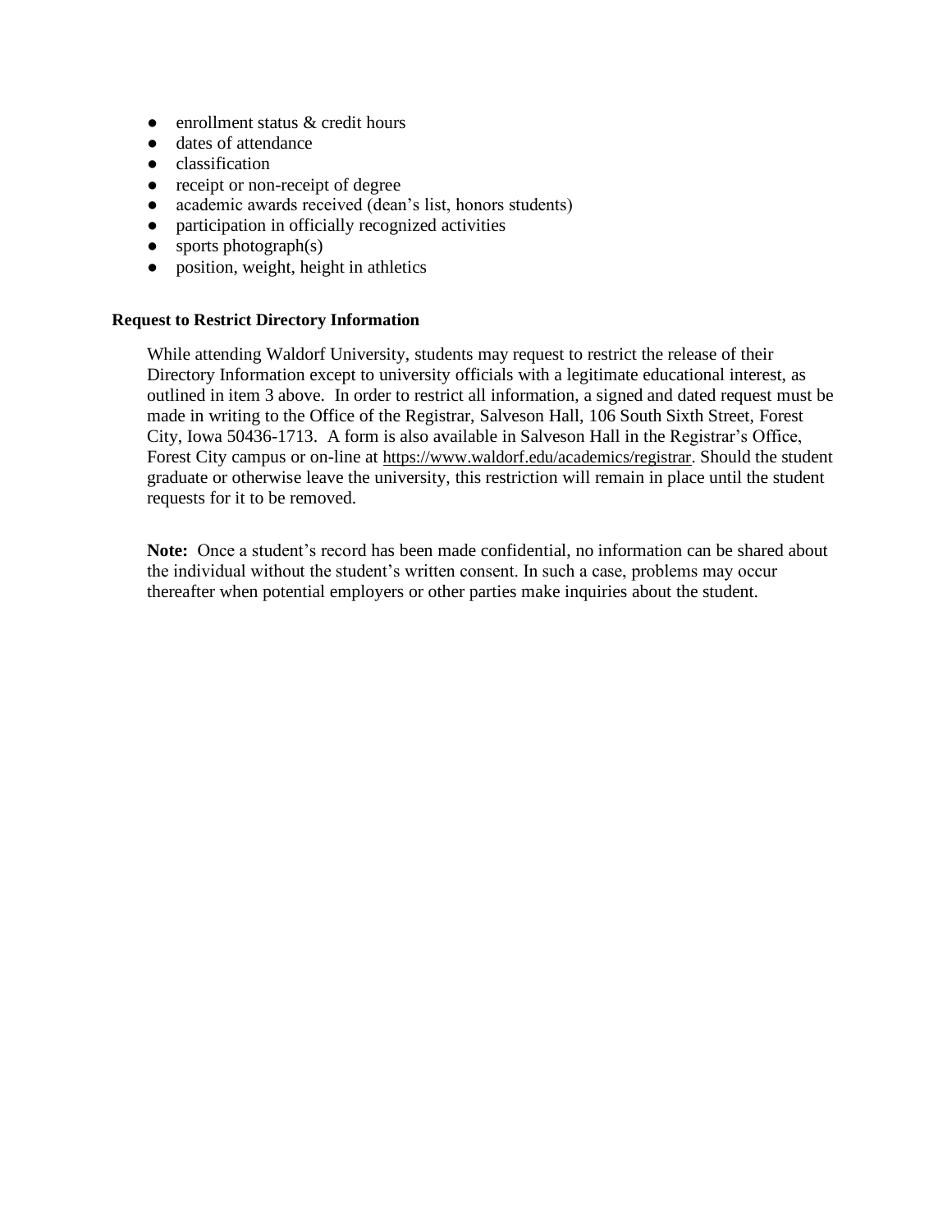- enrollment status & credit hours
- dates of attendance
- classification
- receipt or non-receipt of degree
- academic awards received (dean's list, honors students)
- participation in officially recognized activities
- sports photograph(s)
- position, weight, height in athletics

**Request to Restrict Directory Information**

While attending Waldorf University, students may request to restrict the release of their Directory Information except to university officials with a legitimate educational interest, as outlined in item 3 above. In order to restrict all information, a signed and dated request must be made in writing to the Office of the Registrar, Salveson Hall, 106 South Sixth Street, Forest City, Iowa 50436-1713. A form is also available in Salveson Hall in the Registrar's Office, Forest City campus or on-line at https://www.waldorf.edu/academics/registrar. Should the student graduate or otherwise leave the university, this restriction will remain in place until the student requests for it to be removed.

**Note:** Once a student's record has been made confidential, no information can be shared about the individual without the student's written consent. In such a case, problems may occur thereafter when potential employers or other parties make inquiries about the student.